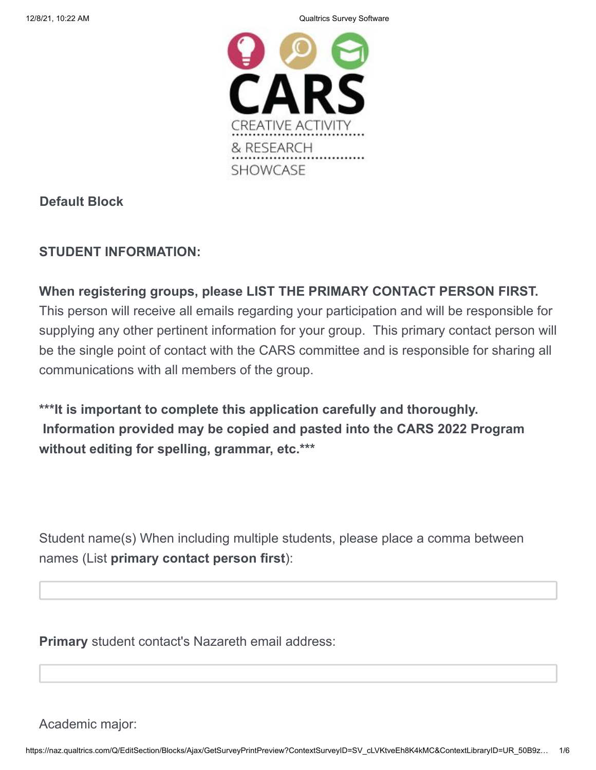# CARS

CREATIVE ACTIVITY & RESEARCH SHOWCASE

**Default Block**

**STUDENT INFORMATION:**

**When registering groups, please LIST THE PRIMARY CONTACT PERSON FIRST.** This person will receive all emails regarding your participation and will be responsible for supplying any other pertinent information for your group. This primary contact person will be the single point of contact with the CARS committee and is responsible for sharing all communications with all members of the group.

**\*\*\*It is important to complete this application carefully and thoroughly. Information provided may be copied and pasted into the CARS 2022 Program without editing for spelling, grammar, etc.\*\*\***

Student name(s) When including multiple students, please place a comma between names (List **primary contact person first**):

\_\_\_\_\_\_\_\_\_\_\_\_\_\_\_\_\_\_\_\_\_\_\_\_\_\_\_\_\_\_\_\_\_\_\_\_\_\_\_\_

**Primary** student contact's Nazareth email address:

\_\_\_\_\_\_\_\_\_\_\_\_\_\_\_\_\_\_\_\_\_\_\_\_\_\_\_\_\_\_\_\_\_\_\_\_\_\_\_\_

Academic major: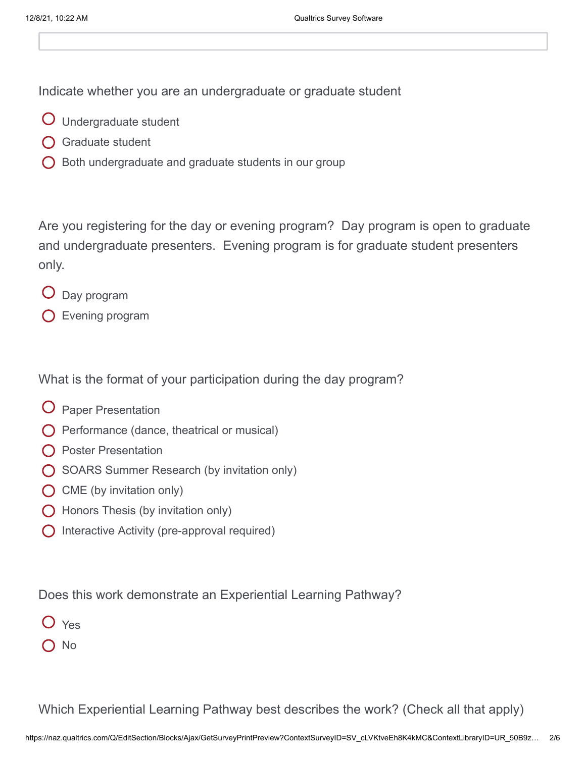Indicate whether you are an undergraduate or graduate student

- Undergraduate student
- Graduate student
- Both undergraduate and graduate students in our group

Are you registering for the day or evening program? Day program is open to graduate and undergraduate presenters. Evening program is for graduate student presenters only.

- Day program
- Evening program

What is the format of your participation during the day program?

- Paper Presentation
- Performance (dance, theatrical or musical)
- Poster Presentation
- SOARS Summer Research (by invitation only)
- CME (by invitation only)
- Honors Thesis (by invitation only)
- Interactive Activity (pre-approval required)

Does this work demonstrate an Experiential Learning Pathway?

- Yes
- No

Which Experiential Learning Pathway best describes the work? (Check all that apply)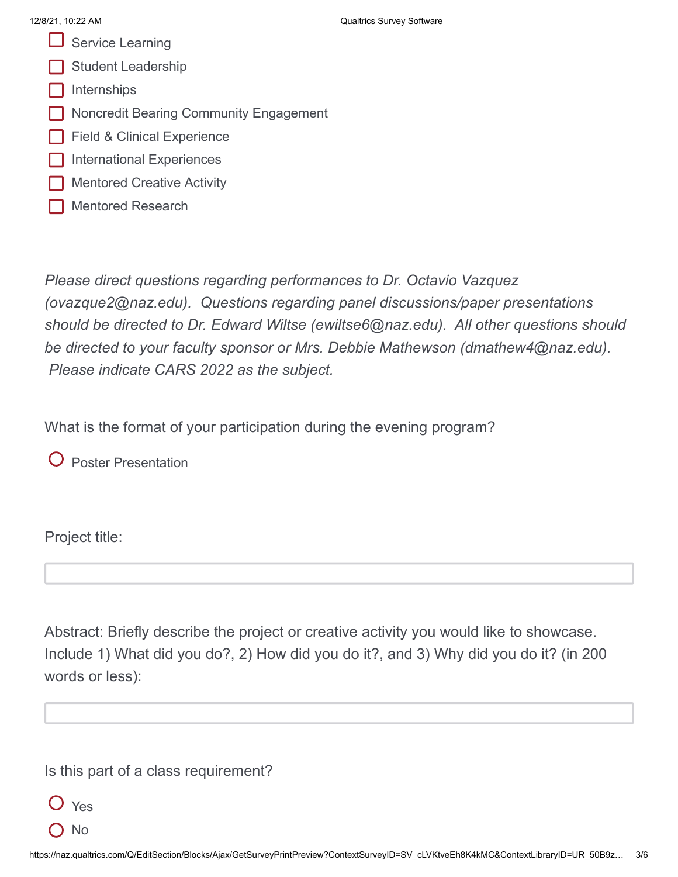- ☐ Service Learning
- ☐ Student Leadership
- ☐ Internships
- ☐ Noncredit Bearing Community Engagement
- ☐ Field & Clinical Experience
- ☐ International Experiences
- ☐ Mentored Creative Activity
- ☐ Mentored Research

*Please direct questions regarding performances to Dr. Octavio Vazquez (ovazque2@naz.edu). Questions regarding panel discussions/paper presentations should be directed to Dr. Edward Wiltse (ewiltse6@naz.edu). All other questions should be directed to your faculty sponsor or Mrs. Debbie Mathewson (dmathew4@naz.edu). Please indicate CARS 2022 as the subject.*

What is the format of your participation during the evening program?

- ○ Poster Presentation

Project title:

[ ]

Abstract: Briefly describe the project or creative activity you would like to showcase. Include 1) What did you do?, 2) How did you do it?, and 3) Why did you do it? (in 200 words or less):

[ ]

Is this part of a class requirement?

- ○ Yes
- ○ No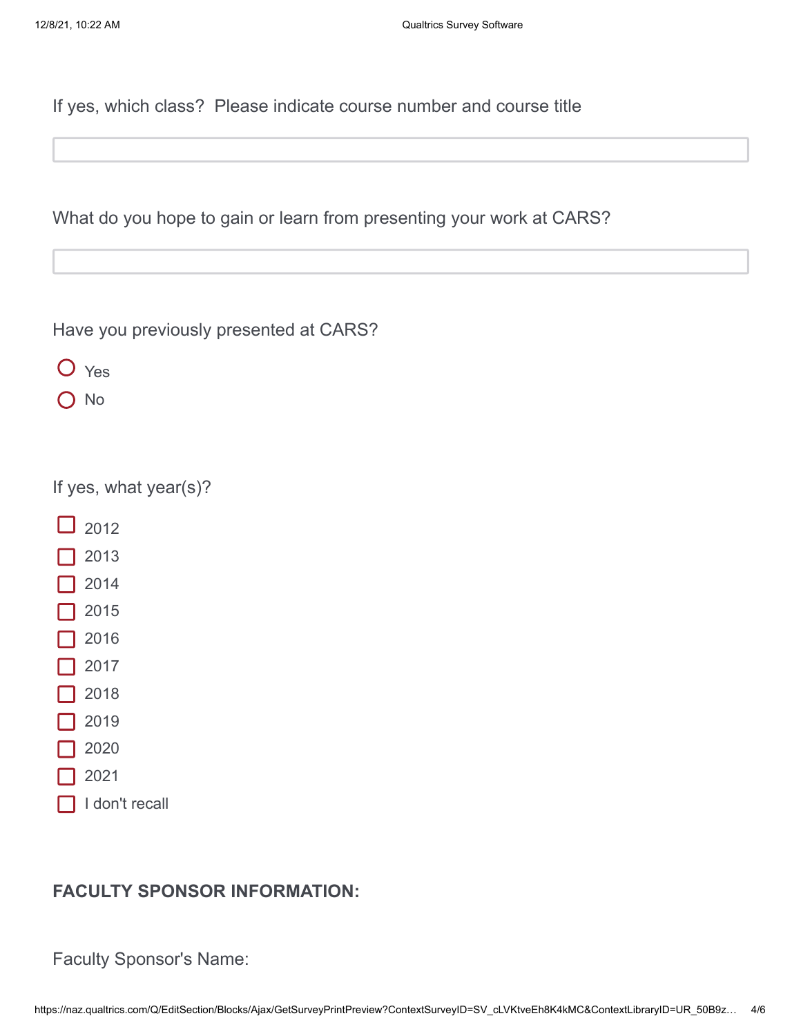If yes, which class? Please indicate course number and course title

What do you hope to gain or learn from presenting your work at CARS?

Have you previously presented at CARS?

- Yes
- No

If yes, what year(s)?

- 2012
- 2013
- 2014
- 2015
- 2016
- 2017
- 2018
- 2019
- 2020
- 2021
- I don't recall

**FACULTY SPONSOR INFORMATION:**

Faculty Sponsor's Name: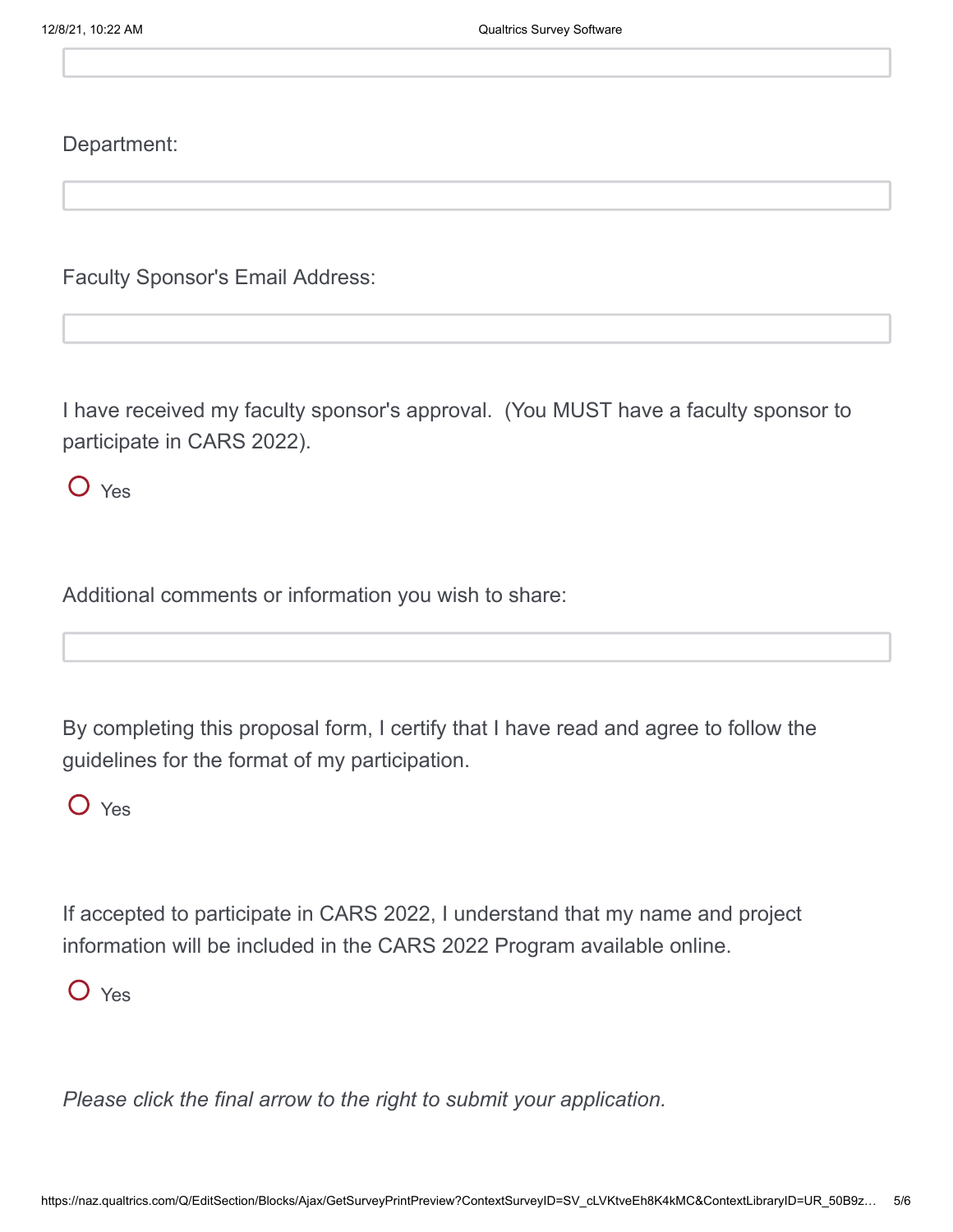Department:

Faculty Sponsor's Email Address:

I have received my faculty sponsor's approval. (You MUST have a faculty sponsor to participate in CARS 2022).

- ○ Yes

Additional comments or information you wish to share:

By completing this proposal form, I certify that I have read and agree to follow the guidelines for the format of my participation.

- ○ Yes

If accepted to participate in CARS 2022, I understand that my name and project information will be included in the CARS 2022 Program available online.

- ○ Yes

*Please click the final arrow to the right to submit your application.*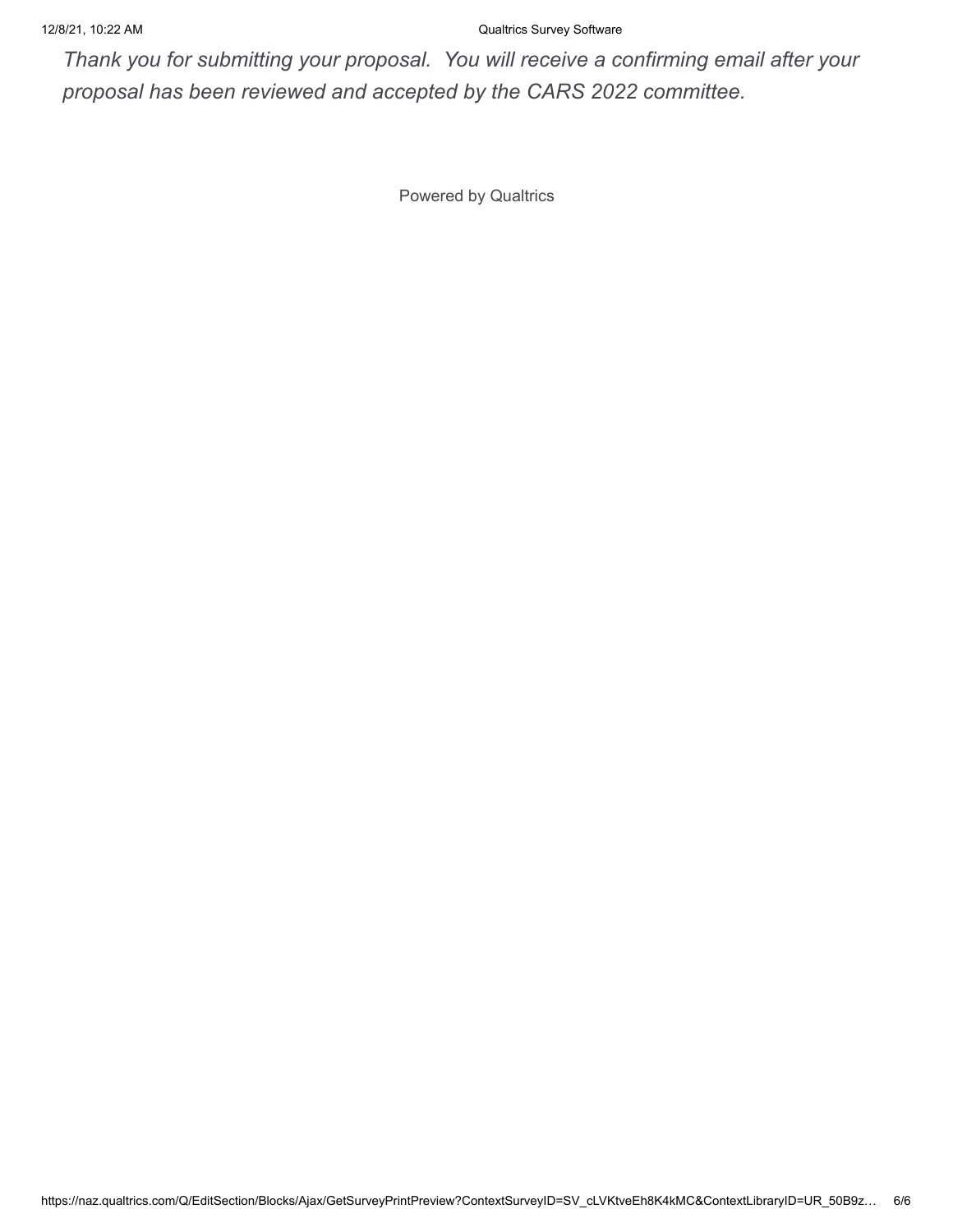*Thank you for submitting your proposal.  You will receive a confirming email after your proposal has been reviewed and accepted by the CARS 2022 committee.*

Powered by Qualtrics